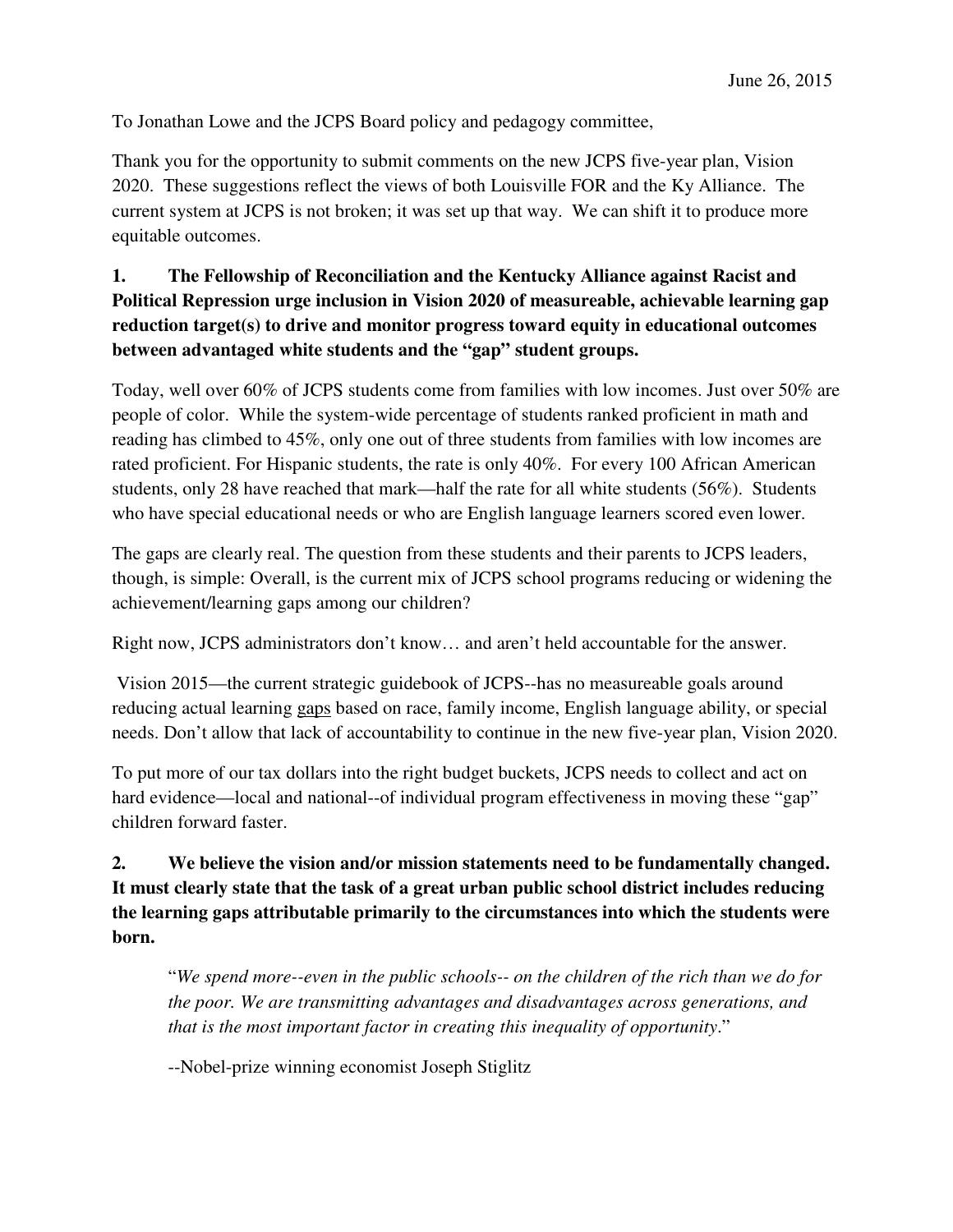June 26, 2015

To Jonathan Lowe and the JCPS Board policy and pedagogy committee,

Thank you for the opportunity to submit comments on the new JCPS five-year plan, Vision 2020. These suggestions reflect the views of both Louisville FOR and the Ky Alliance. The current system at JCPS is not broken; it was set up that way. We can shift it to produce more equitable outcomes.

**1. The Fellowship of Reconciliation and the Kentucky Alliance against Racist and Political Repression urge inclusion in Vision 2020 of measureable, achievable learning gap reduction target(s) to drive and monitor progress toward equity in educational outcomes between advantaged white students and the "gap" student groups.**

Today, well over 60% of JCPS students come from families with low incomes. Just over 50% are people of color. While the system-wide percentage of students ranked proficient in math and reading has climbed to 45%, only one out of three students from families with low incomes are rated proficient. For Hispanic students, the rate is only 40%. For every 100 African American students, only 28 have reached that mark—half the rate for all white students (56%). Students who have special educational needs or who are English language learners scored even lower.

The gaps are clearly real. The question from these students and their parents to JCPS leaders, though, is simple: Overall, is the current mix of JCPS school programs reducing or widening the achievement/learning gaps among our children?

Right now, JCPS administrators don't know… and aren't held accountable for the answer.

Vision 2015—the current strategic guidebook of JCPS--has no measureable goals around reducing actual learning gaps based on race, family income, English language ability, or special needs. Don't allow that lack of accountability to continue in the new five-year plan, Vision 2020.

To put more of our tax dollars into the right budget buckets, JCPS needs to collect and act on hard evidence—local and national--of individual program effectiveness in moving these "gap" children forward faster.

**2. We believe the vision and/or mission statements need to be fundamentally changed. It must clearly state that the task of a great urban public school district includes reducing the learning gaps attributable primarily to the circumstances into which the students were born.**

> "*We spend more--even in the public schools-- on the children of the rich than we do for the poor. We are transmitting advantages and disadvantages across generations, and that is the most important factor in creating this inequality of opportunity*."
>
> --Nobel-prize winning economist Joseph Stiglitz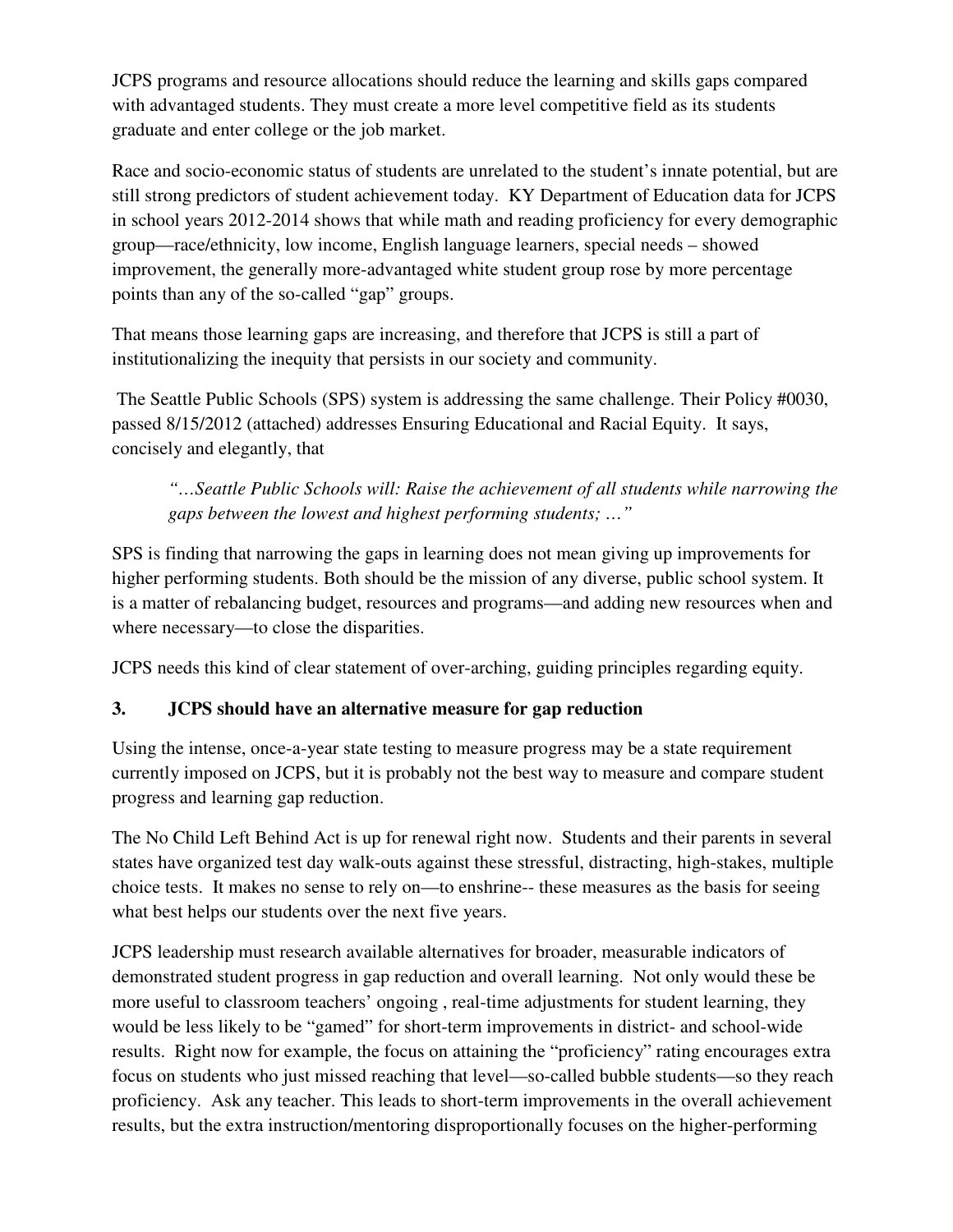JCPS programs and resource allocations should reduce the learning and skills gaps compared with advantaged students. They must create a more level competitive field as its students graduate and enter college or the job market.

Race and socio-economic status of students are unrelated to the student's innate potential, but are still strong predictors of student achievement today. KY Department of Education data for JCPS in school years 2012-2014 shows that while math and reading proficiency for every demographic group—race/ethnicity, low income, English language learners, special needs – showed improvement, the generally more-advantaged white student group rose by more percentage points than any of the so-called "gap" groups.

That means those learning gaps are increasing, and therefore that JCPS is still a part of institutionalizing the inequity that persists in our society and community.

The Seattle Public Schools (SPS) system is addressing the same challenge. Their Policy #0030, passed 8/15/2012 (attached) addresses Ensuring Educational and Racial Equity. It says, concisely and elegantly, that

> *"…Seattle Public Schools will: Raise the achievement of all students while narrowing the gaps between the lowest and highest performing students; …"*

SPS is finding that narrowing the gaps in learning does not mean giving up improvements for higher performing students. Both should be the mission of any diverse, public school system. It is a matter of rebalancing budget, resources and programs—and adding new resources when and where necessary—to close the disparities.

JCPS needs this kind of clear statement of over-arching, guiding principles regarding equity.

### 3. JCPS should have an alternative measure for gap reduction

Using the intense, once-a-year state testing to measure progress may be a state requirement currently imposed on JCPS, but it is probably not the best way to measure and compare student progress and learning gap reduction.

The No Child Left Behind Act is up for renewal right now. Students and their parents in several states have organized test day walk-outs against these stressful, distracting, high-stakes, multiple choice tests. It makes no sense to rely on—to enshrine-- these measures as the basis for seeing what best helps our students over the next five years.

JCPS leadership must research available alternatives for broader, measurable indicators of demonstrated student progress in gap reduction and overall learning. Not only would these be more useful to classroom teachers' ongoing , real-time adjustments for student learning, they would be less likely to be "gamed" for short-term improvements in district- and school-wide results. Right now for example, the focus on attaining the "proficiency" rating encourages extra focus on students who just missed reaching that level—so-called bubble students—so they reach proficiency. Ask any teacher. This leads to short-term improvements in the overall achievement results, but the extra instruction/mentoring disproportionally focuses on the higher-performing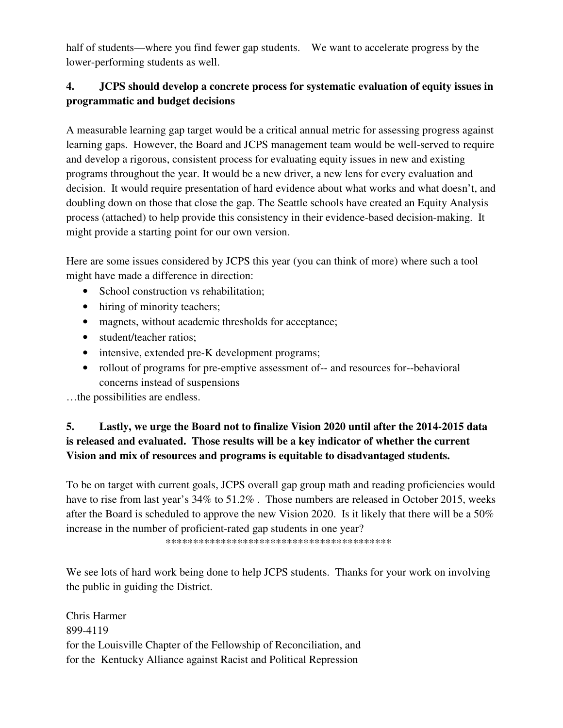half of students—where you find fewer gap students. We want to accelerate progress by the lower-performing students as well.

**4. JCPS should develop a concrete process for systematic evaluation of equity issues in programmatic and budget decisions**

A measurable learning gap target would be a critical annual metric for assessing progress against learning gaps. However, the Board and JCPS management team would be well-served to require and develop a rigorous, consistent process for evaluating equity issues in new and existing programs throughout the year. It would be a new driver, a new lens for every evaluation and decision. It would require presentation of hard evidence about what works and what doesn't, and doubling down on those that close the gap. The Seattle schools have created an Equity Analysis process (attached) to help provide this consistency in their evidence-based decision-making. It might provide a starting point for our own version.

Here are some issues considered by JCPS this year (you can think of more) where such a tool might have made a difference in direction:

- School construction vs rehabilitation;
- hiring of minority teachers;
- magnets, without academic thresholds for acceptance;
- student/teacher ratios;
- intensive, extended pre-K development programs;
- rollout of programs for pre-emptive assessment of-- and resources for--behavioral concerns instead of suspensions

…the possibilities are endless.

**5. Lastly, we urge the Board not to finalize Vision 2020 until after the 2014-2015 data is released and evaluated. Those results will be a key indicator of whether the current Vision and mix of resources and programs is equitable to disadvantaged students.**

To be on target with current goals, JCPS overall gap group math and reading proficiencies would have to rise from last year's 34% to 51.2% . Those numbers are released in October 2015, weeks after the Board is scheduled to approve the new Vision 2020. Is it likely that there will be a 50% increase in the number of proficient-rated gap students in one year?

******************************************

We see lots of hard work being done to help JCPS students. Thanks for your work on involving the public in guiding the District.

Chris Harmer
899-4119
for the Louisville Chapter of the Fellowship of Reconciliation, and
for the Kentucky Alliance against Racist and Political Repression